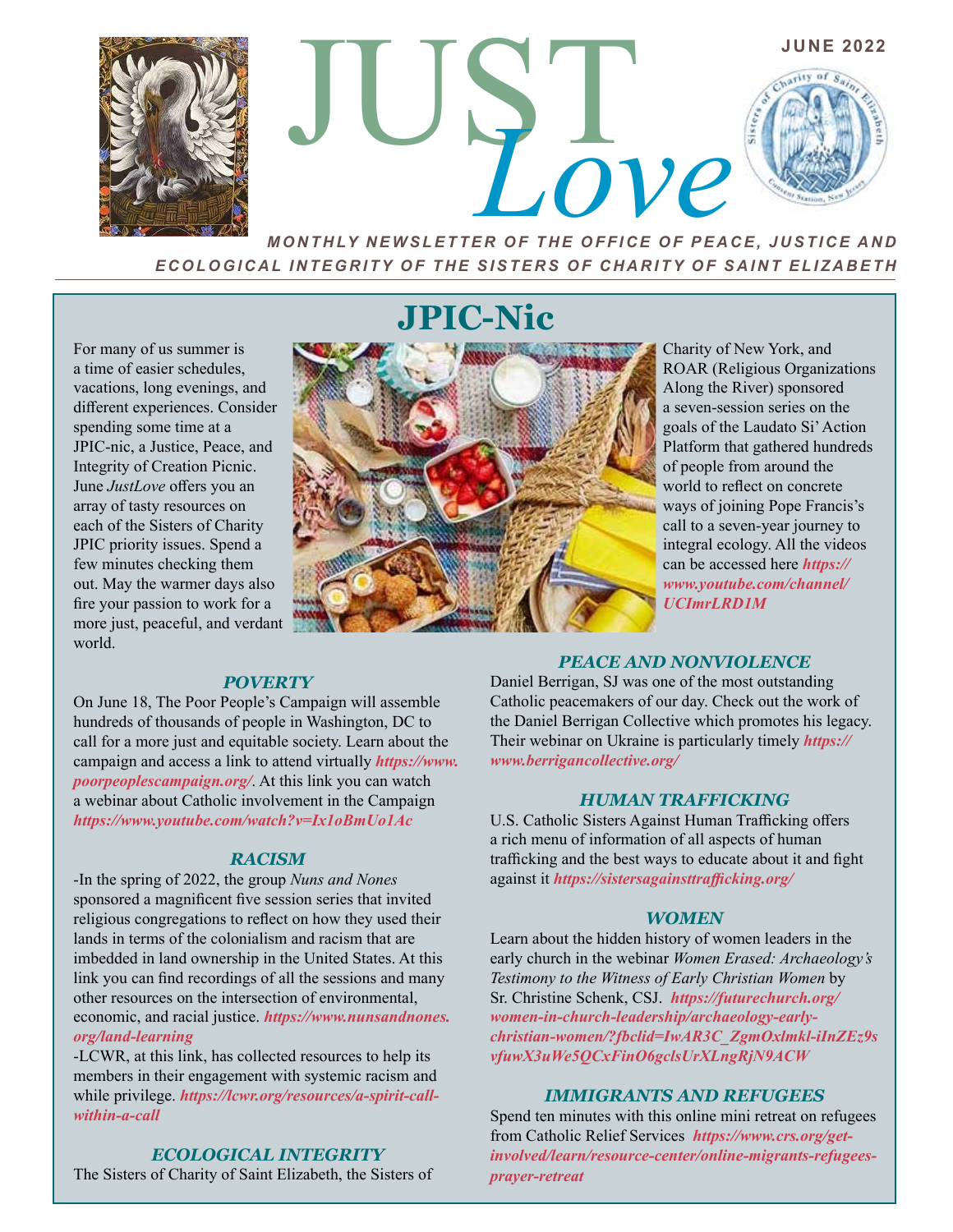# JUST *Love*

**JUNE 2022**

***MONTHLY NEWSLETTER OF THE OFFICE OF PEACE, JUSTICE AND ECOLOGICAL INTEGRITY OF THE SISTERS OF CHARITY OF SAINT ELIZABETH***

## JPIC-Nic

For many of us summer is a time of easier schedules, vacations, long evenings, and different experiences. Consider spending some time at a JPIC-nic, a Justice, Peace, and Integrity of Creation Picnic. June *JustLove* offers you an array of tasty resources on each of the Sisters of Charity JPIC priority issues. Spend a few minutes checking them out. May the warmer days also fire your passion to work for a more just, peaceful, and verdant world.

### *POVERTY*

On June 18, The Poor People's Campaign will assemble hundreds of thousands of people in Washington, DC to call for a more just and equitable society. Learn about the campaign and access a link to attend virtually ***https://www.poorpeoplescampaign.org/***. At this link you can watch a webinar about Catholic involvement in the Campaign ***https://www.youtube.com/watch?v=Ix1oBmUo1Ac***

### *RACISM*

-In the spring of 2022, the group *Nuns and Nones* sponsored a magnificent five session series that invited religious congregations to reflect on how they used their lands in terms of the colonialism and racism that are imbedded in land ownership in the United States. At this link you can find recordings of all the sessions and many other resources on the intersection of environmental, economic, and racial justice. ***https://www.nunsandnones.org/land-learning***

-LCWR, at this link, has collected resources to help its members in their engagement with systemic racism and while privilege. ***https://lcwr.org/resources/a-spirit-call-within-a-call***

### *ECOLOGICAL INTEGRITY*

The Sisters of Charity of Saint Elizabeth, the Sisters of Charity of New York, and ROAR (Religious Organizations Along the River) sponsored a seven-session series on the goals of the Laudato Si' Action Platform that gathered hundreds of people from around the world to reflect on concrete ways of joining Pope Francis's call to a seven-year journey to integral ecology. All the videos can be accessed here ***https://www.youtube.com/channel/UCImrLRD1M***

### *PEACE AND NONVIOLENCE*

Daniel Berrigan, SJ was one of the most outstanding Catholic peacemakers of our day. Check out the work of the Daniel Berrigan Collective which promotes his legacy. Their webinar on Ukraine is particularly timely ***https://www.berrigancollective.org/***

### *HUMAN TRAFFICKING*

U.S. Catholic Sisters Against Human Trafficking offers a rich menu of information of all aspects of human trafficking and the best ways to educate about it and fight against it ***https://sistersagainsttrafficking.org/***

### *WOMEN*

Learn about the hidden history of women leaders in the early church in the webinar *Women Erased: Archaeology's Testimony to the Witness of Early Christian Women* by Sr. Christine Schenk, CSJ. ***https://futurechurch.org/women-in-church-leadership/archaeology-early-christian-women/?fbclid=IwAR3C_ZgmOxlmkl-iInZEz9svfuwX3uWe5QCxFinO6gclsUrXLngRjN9ACW***

### *IMMIGRANTS AND REFUGEES*

Spend ten minutes with this online mini retreat on refugees from Catholic Relief Services ***https://www.crs.org/get-involved/learn/resource-center/online-migrants-refugees-prayer-retreat***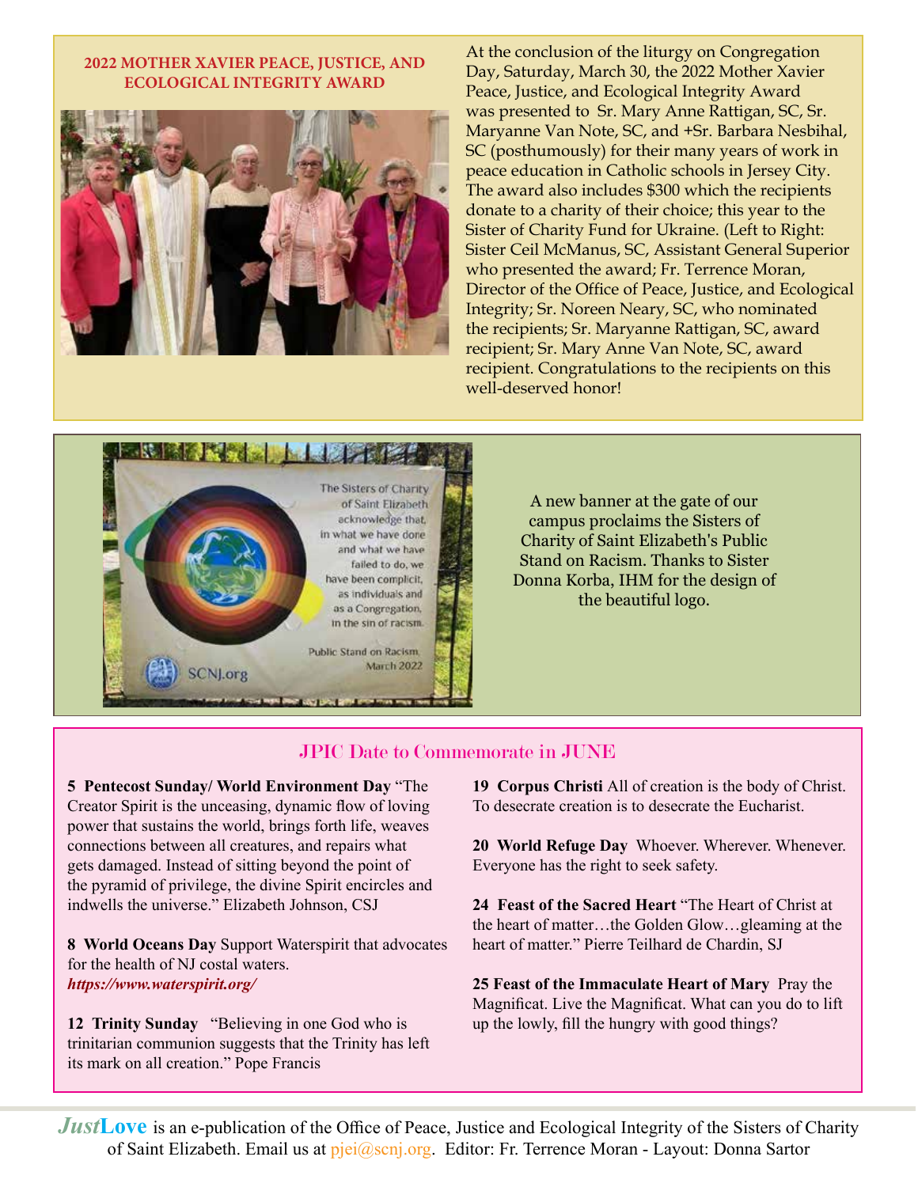### 2022 MOTHER XAVIER PEACE, JUSTICE, AND ECOLOGICAL INTEGRITY AWARD

At the conclusion of the liturgy on Congregation Day, Saturday, March 30, the 2022 Mother Xavier Peace, Justice, and Ecological Integrity Award was presented to Sr. Mary Anne Rattigan, SC, Sr. Maryanne Van Note, SC, and +Sr. Barbara Nesbihal, SC (posthumously) for their many years of work in peace education in Catholic schools in Jersey City. The award also includes $300 which the recipients donate to a charity of their choice; this year to the Sister of Charity Fund for Ukraine. (Left to Right: Sister Ceil McManus, SC, Assistant General Superior who presented the award; Fr. Terrence Moran, Director of the Office of Peace, Justice, and Ecological Integrity; Sr. Noreen Neary, SC, who nominated the recipients; Sr. Maryanne Rattigan, SC, award recipient; Sr. Mary Anne Van Note, SC, award recipient. Congratulations to the recipients on this well-deserved honor!

The Sisters of Charity of Saint Elizabeth acknowledge that, in what we have done and what we have failed to do, we have been complicit, as individuals and as a Congregation, in the sin of racism.

Public Stand on Racism
March 2022

SCNJ.org

A new banner at the gate of our campus proclaims the Sisters of Charity of Saint Elizabeth's Public Stand on Racism. Thanks to Sister Donna Korba, IHM for the design of the beautiful logo.

## JPIC Date to Commemorate in JUNE

**5 Pentecost Sunday/ World Environment Day** "The Creator Spirit is the unceasing, dynamic flow of loving power that sustains the world, brings forth life, weaves connections between all creatures, and repairs what gets damaged. Instead of sitting beyond the point of the pyramid of privilege, the divine Spirit encircles and indwells the universe." Elizabeth Johnson, CSJ

**8 World Oceans Day** Support Waterspirit that advocates for the health of NJ costal waters.
***https://www.waterspirit.org/***

**12 Trinity Sunday** "Believing in one God who is trinitarian communion suggests that the Trinity has left its mark on all creation." Pope Francis

**19 Corpus Christi** All of creation is the body of Christ. To desecrate creation is to desecrate the Eucharist.

**20 World Refuge Day** Whoever. Wherever. Whenever. Everyone has the right to seek safety.

**24 Feast of the Sacred Heart** "The Heart of Christ at the heart of matter…the Golden Glow…gleaming at the heart of matter." Pierre Teilhard de Chardin, SJ

**25 Feast of the Immaculate Heart of Mary** Pray the Magnificat. Live the Magnificat. What can you do to lift up the lowly, fill the hungry with good things?

***Just*Love** is an e-publication of the Office of Peace, Justice and Ecological Integrity of the Sisters of Charity of Saint Elizabeth. Email us at pjei@scnj.org. Editor: Fr. Terrence Moran - Layout: Donna Sartor